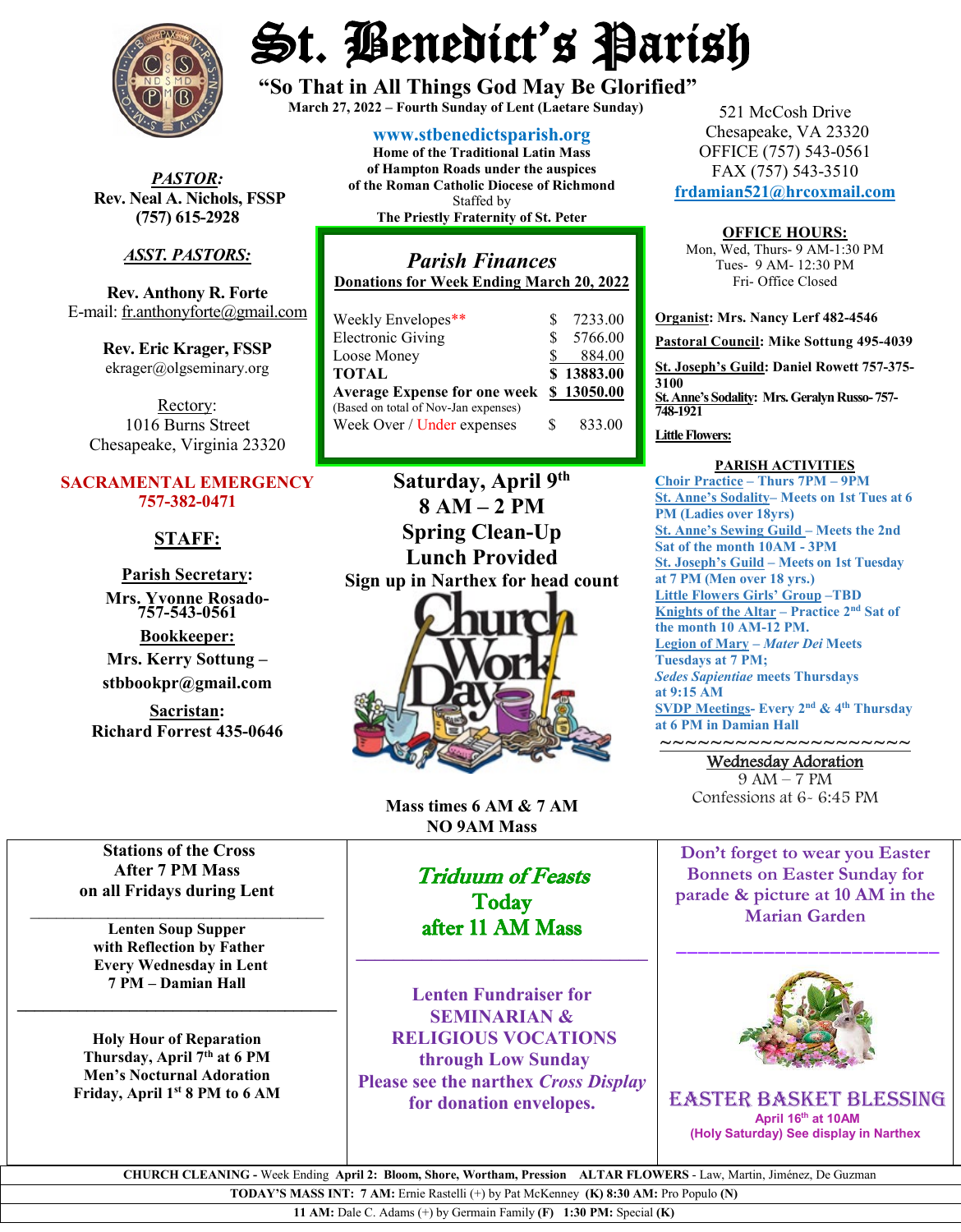# St. Benedict's Parish

**"So That in All Things God May Be Glorified"**

**March 27, 2022 – Fourth Sunday of Lent (Laetare Sunday)**

**www.stbenedictsparish.org**

**Home of the Traditional Latin Mass of Hampton Roads under the auspices of the Roman Catholic Diocese of Richmond**
Staffed by
**The Priestly Fraternity of St. Peter**

521 McCosh Drive
Chesapeake, VA 23320
OFFICE (757) 543-0561
FAX (757) 543-3510
frdamian521@hrcoxmail.com

***PASTOR:***
**Rev. Neal A. Nichols, FSSP**
**(757) 615-2928**

***ASST. PASTORS:***

**Rev. Anthony R. Forte**
E-mail: fr.anthonyforte@gmail.com

**Rev. Eric Krager, FSSP**
ekrager@olgseminary.org

Rectory:
1016 Burns Street
Chesapeake, Virginia 23320

**SACRAMENTAL EMERGENCY**
**757-382-0471**

## STAFF:

**Parish Secretary:**
**Mrs. Yvonne Rosado- 757-543-0561**

**Bookkeeper:**
**Mrs. Kerry Sottung – stbbookpr@gmail.com**

**Sacristan:**
**Richard Forrest 435-0646**

## *Parish Finances*

**Donations for Week Ending March 20, 2022**

| | |
|---|---|
| Weekly Envelopes** | $ 7233.00 |
| Electronic Giving | $ 5766.00 |
| Loose Money | $ 884.00 |
| **TOTAL** | **$ 13883.00** |
| **Average Expense for one week** (Based on total of Nov-Jan expenses) | **$ 13050.00** |
| Week Over / Under expenses | $ 833.00 |

**OFFICE HOURS:**
Mon, Wed, Thurs- 9 AM-1:30 PM
Tues- 9 AM- 12:30 PM
Fri- Office Closed

**Organist: Mrs. Nancy Lerf 482-4546**

**Pastoral Council: Mike Sottung 495-4039**

**St. Joseph's Guild: Daniel Rowett 757-375-3100**

**St. Anne's Sodality: Mrs. Geralyn Russo- 757-748-1921**

**Little Flowers:**

**PARISH ACTIVITIES**

**Choir Practice – Thurs 7PM – 9PM**
**St. Anne's Sodality– Meets on 1st Tues at 6 PM (Ladies over 18yrs)**
**St. Anne's Sewing Guild – Meets the 2nd Sat of the month 10AM - 3PM**
**St. Joseph's Guild – Meets on 1st Tuesday at 7 PM (Men over 18 yrs.)**
**Little Flowers Girls' Group –TBD**
**Knights of the Altar – Practice 2nd Sat of the month 10 AM-12 PM.**
**Legion of Mary – *Mater Dei* Meets Tuesdays at 7 PM;**
***Sedes Sapientiae* meets Thursdays at 9:15 AM**
**SVDP Meetings- Every 2nd & 4th Thursday at 6 PM in Damian Hall**

~~~~~~~~~~~~~~~~~~~~

Wednesday Adoration
9 AM – 7 PM
Confessions at 6- 6:45 PM

**Saturday, April 9th**
**8 AM – 2 PM**
**Spring Clean-Up**
**Lunch Provided**
**Sign up in Narthex for head count**

Church Work Day

**Mass times 6 AM & 7 AM**
**NO 9AM Mass**

**Stations of the Cross**
**After 7 PM Mass**
**on all Fridays during Lent**

---

**Lenten Soup Supper**
**with Reflection by Father**
**Every Wednesday in Lent**
**7 PM – Damian Hall**

---

**Holy Hour of Reparation**
**Thursday, April 7th at 6 PM**
**Men's Nocturnal Adoration**
**Friday, April 1st 8 PM to 6 AM**

***Triduum of Feasts***
**Today**
**after 11 AM Mass**

---

**Lenten Fundraiser for SEMINARIAN & RELIGIOUS VOCATIONS through Low Sunday**
**Please see the narthex *Cross Display* for donation envelopes.**

**Don't forget to wear you Easter Bonnets on Easter Sunday for parade & picture at 10 AM in the Marian Garden**

---

**EASTER BASKET BLESSING**
**April 16th at 10AM**
**(Holy Saturday) See display in Narthex**

**CHURCH CLEANING** - Week Ending **April 2: Bloom, Shore, Wortham, Pression** **ALTAR FLOWERS** - Law, Martin, Jiménez, De Guzman

**TODAY'S MASS INT: 7 AM:** Ernie Rastelli (+) by Pat McKenney **(K) 8:30 AM:** Pro Populo **(N)**

**11 AM:** Dale C. Adams (+) by Germain Family **(F) 1:30 PM:** Special **(K)**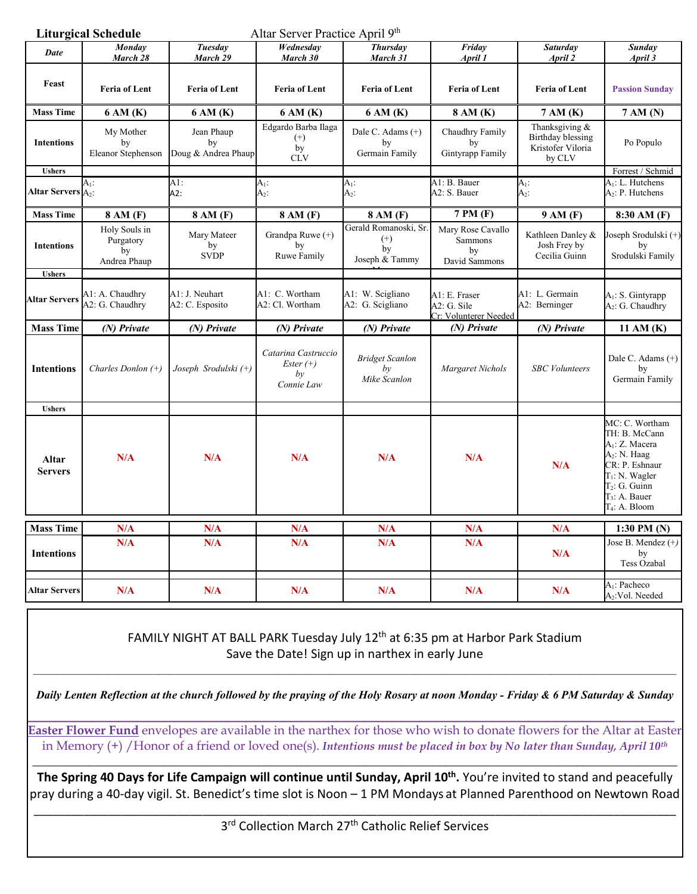**Liturgical Schedule** Altar Server Practice April 9th

| Date | Monday March 28 | Tuesday March 29 | Wednesday March 30 | Thursday March 31 | Friday April 1 | Saturday April 2 | Sunday April 3 |
|---|---|---|---|---|---|---|---|
| Feast | Feria of Lent | Feria of Lent | Feria of Lent | Feria of Lent | Feria of Lent | Feria of Lent | Passion Sunday |
| Mass Time | 6 AM (K) | 6 AM (K) | 6 AM (K) | 6 AM (K) | 8 AM (K) | 7 AM (K) | 7 AM (N) |
| Intentions | My Mother by Eleanor Stephenson | Jean Phaup by Doug & Andrea Phaup | Edgardo Barba Ilaga (+) by CLV | Dale C. Adams (+) by Germain Family | Chaudhry Family by Gintyrapp Family | Thanksgiving & Birthday blessing Kristofer Viloria by CLV | Po Populo |
| Ushers | | | | | | | Forrest / Schmid |
| Altar Servers | $A_1$: $A_2$: | A1: A2: | $A_1$: $A_2$: | $A_1$: $A_2$: | A1: B. Bauer A2: S. Bauer | $A_1$: $A_2$: | $A_1$: L. Hutchens $A_2$: P. Hutchens |
| Mass Time | 8 AM (F) | 8 AM (F) | 8 AM (F) | 8 AM (F) | 7 PM (F) | 9 AM (F) | 8:30 AM (F) |
| Intentions | Holy Souls in Purgatory by Andrea Phaup | Mary Mateer by SVDP | Grandpa Ruwe (+) by Ruwe Family | Gerald Romanoski, Sr. (+) by Joseph & Tammy | Mary Rose Cavallo Sammons by David Sammons | Kathleen Danley & Josh Frey by Cecilia Guinn | Joseph Srodulski (+) by Srodulski Family |
| Ushers | | | | | | | |
| Altar Servers | A1: A. Chaudhry A2: G. Chaudhry | A1: J. Neuhart A2: C. Esposito | A1: C. Wortham A2: Cl. Wortham | A1: W. Scigliano A2: G. Scigliano | A1: E. Fraser A2: G. Sile Cr: Volunteer Needed | A1: L. Germain A2: Berninger | $A_1$: S. Gintyrapp $A_2$: G. Chaudhry |
| Mass Time | *(N) Private* | *(N) Private* | *(N) Private* | *(N) Private* | *(N) Private* | *(N) Private* | 11 AM (K) |
| Intentions | *Charles Donlon (+)* | *Joseph Srodulski (+)* | *Catarina Castruccio Ester (+) by Connie Law* | *Bridget Scanlon by Mike Scanlon* | *Margaret Nichols* | *SBC Volunteers* | Dale C. Adams (+) by Germain Family |
| Ushers | | | | | | | |
| Altar Servers | N/A | N/A | N/A | N/A | N/A | N/A | MC: C. Wortham TH: B. McCann $A_1$: Z. Macera $A_2$: N. Haag CR: P. Eshnaur $T_1$: N. Wagler $T_2$: G. Guinn $T_3$: A. Bauer $T_4$: A. Bloom |
| Mass Time | N/A | N/A | N/A | N/A | N/A | N/A | 1:30 PM (N) |
| Intentions | N/A | N/A | N/A | N/A | N/A | N/A | Jose B. Mendez (+) by Tess Ozabal |
| Altar Servers | N/A | N/A | N/A | N/A | N/A | N/A | $A_1$: Pacheco $A_2$: Vol. Needed |

FAMILY NIGHT AT BALL PARK Tuesday July 12th at 6:35 pm at Harbor Park Stadium
Save the Date! Sign up in narthex in early June

---

***Daily Lenten Reflection at the church followed by the praying of the Holy Rosary at noon Monday - Friday & 6 PM Saturday & Sunday***

---

**Easter Flower Fund** envelopes are available in the narthex for those who wish to donate flowers for the Altar at Easter in Memory (+) /Honor of a friend or loved one(s). ***Intentions must be placed in box by No later than Sunday, April 10th***

---

**The Spring 40 Days for Life Campaign will continue until Sunday, April 10th.** You're invited to stand and peacefully pray during a 40-day vigil. St. Benedict's time slot is Noon – 1 PM Mondays at Planned Parenthood on Newtown Road

---

3rd Collection March 27th Catholic Relief Services